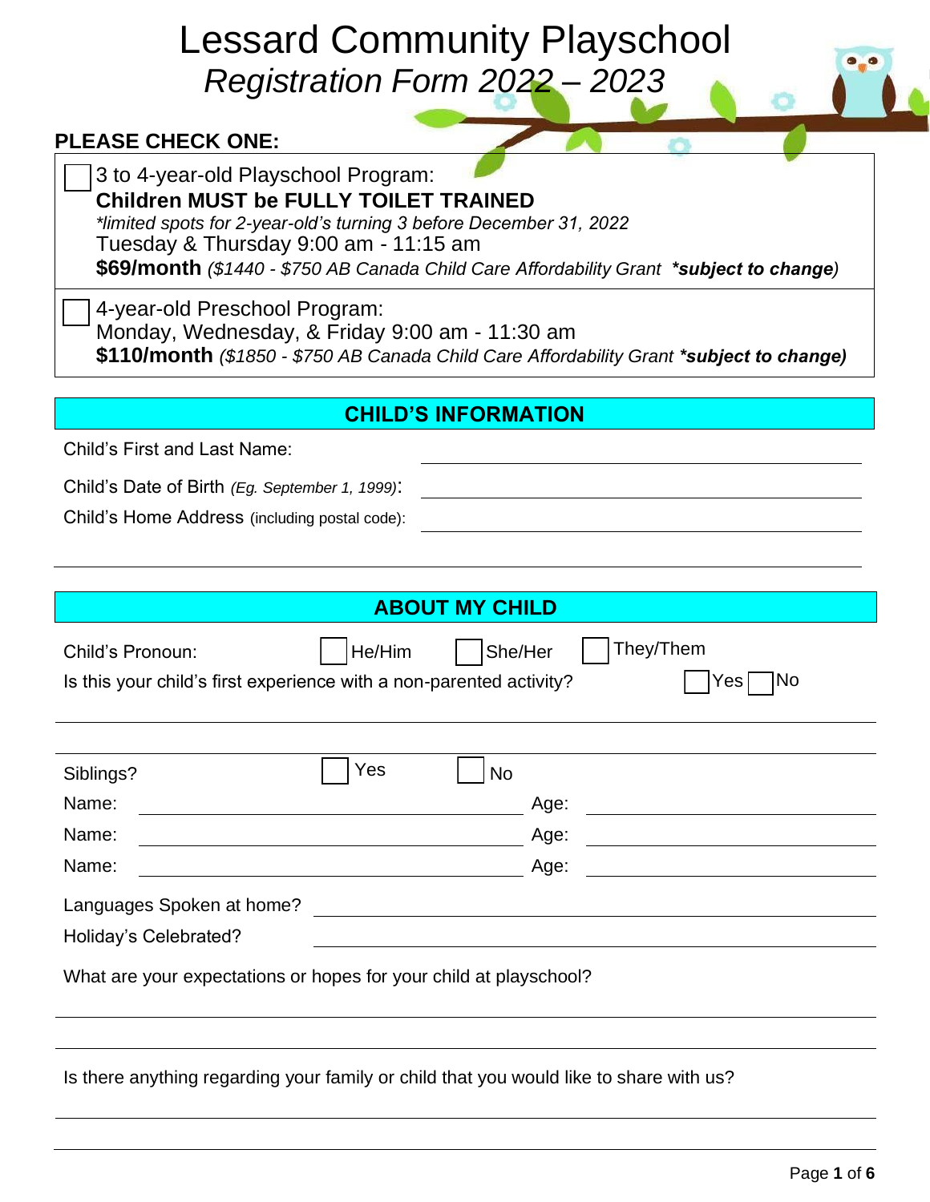# Lessard Community Playschool

## *Registration Form 2022 – 2023*

**PLEASE CHECK ONE:**

☐ 3 to 4-year-old Playschool Program:
**Children MUST be FULLY TOILET TRAINED**
*\*limited spots for 2-year-old's turning 3 before December 31, 2022*
Tuesday & Thursday 9:00 am - 11:15 am
**$69/month** *($1440 - $750 AB Canada Child Care Affordability Grant **\*subject to change**)*

☐ 4-year-old Preschool Program:
Monday, Wednesday, & Friday 9:00 am - 11:30 am
**$110/month** *($1850 - $750 AB Canada Child Care Affordability Grant **\*subject to change)***

## CHILD'S INFORMATION

Child's First and Last Name: ______________________________

Child's Date of Birth *(Eg. September 1, 1999)*: ______________________________

Child's Home Address (including postal code): ______________________________

______________________________________________________________

## ABOUT MY CHILD

Child's Pronoun: ☐ He/Him ☐ She/Her ☐ They/Them

Is this your child's first experience with a non-parented activity? ☐ Yes ☐ No

______________________________________________________________

Siblings? ☐ Yes ☐ No

Name: ______________________ Age: ____________

Name: ______________________ Age: ____________

Name: ______________________ Age: ____________

Languages Spoken at home? ______________________________

Holiday's Celebrated? ______________________________

What are your expectations or hopes for your child at playschool?

______________________________________________________________

______________________________________________________________

Is there anything regarding your family or child that you would like to share with us?

______________________________________________________________

______________________________________________________________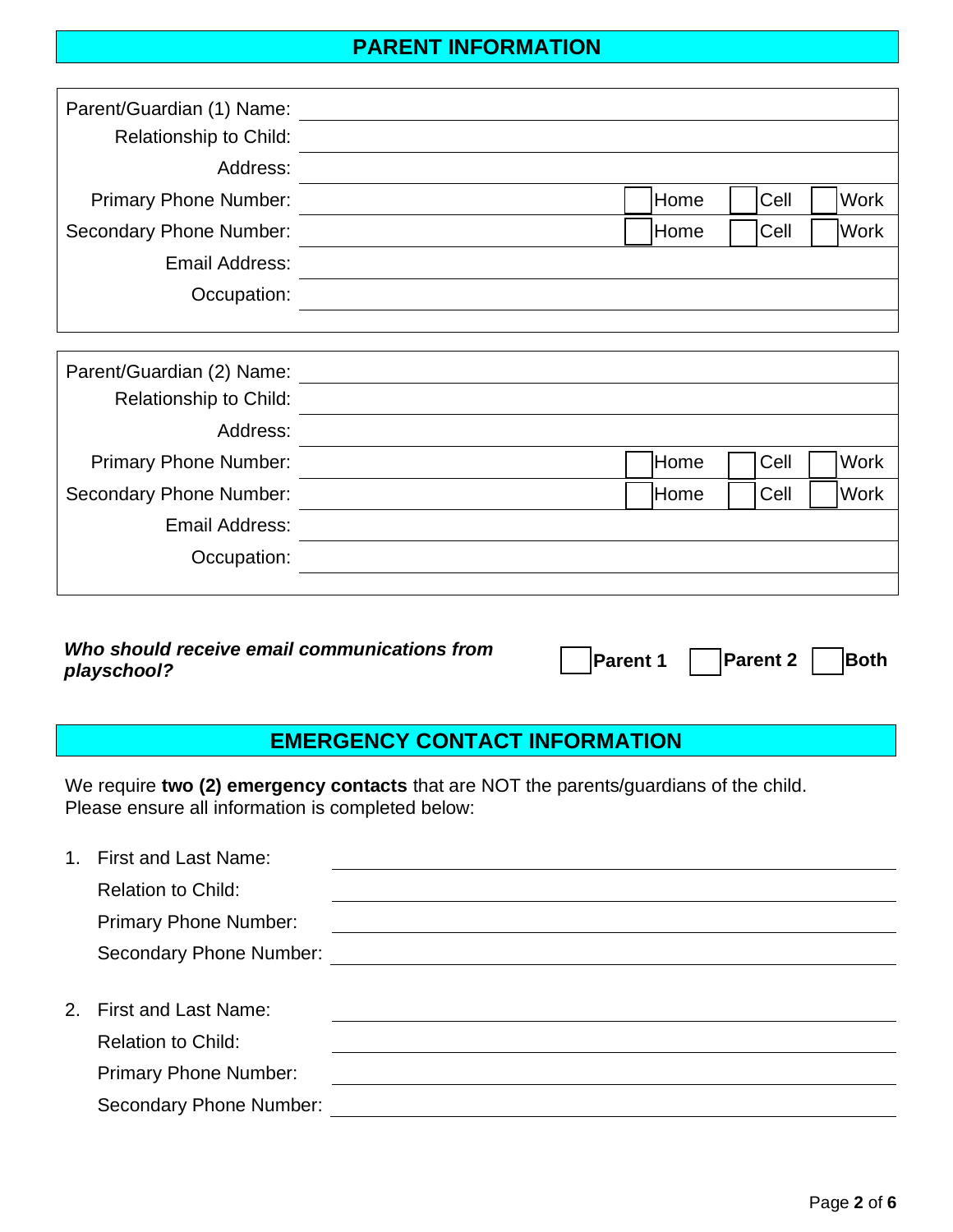## PARENT INFORMATION

Parent/Guardian (1) Name: ______________________________

Relationship to Child: ______________________________

Address: ______________________________

Primary Phone Number: ______________________________ ☐ Home ☐ Cell ☐ Work

Secondary Phone Number: ______________________________ ☐ Home ☐ Cell ☐ Work

Email Address: ______________________________

Occupation: ______________________________

Parent/Guardian (2) Name: ______________________________

Relationship to Child: ______________________________

Address: ______________________________

Primary Phone Number: ______________________________ ☐ Home ☐ Cell ☐ Work

Secondary Phone Number: ______________________________ ☐ Home ☐ Cell ☐ Work

Email Address: ______________________________

Occupation: ______________________________

***Who should receive email communications from playschool?*** ☐ **Parent 1** ☐ **Parent 2** ☐ **Both**

## EMERGENCY CONTACT INFORMATION

We require **two (2) emergency contacts** that are NOT the parents/guardians of the child. Please ensure all information is completed below:

1. First and Last Name: ______________________________

   Relation to Child: ______________________________

   Primary Phone Number: ______________________________

   Secondary Phone Number: ______________________________

2. First and Last Name: ______________________________

   Relation to Child: ______________________________

   Primary Phone Number: ______________________________

   Secondary Phone Number: ______________________________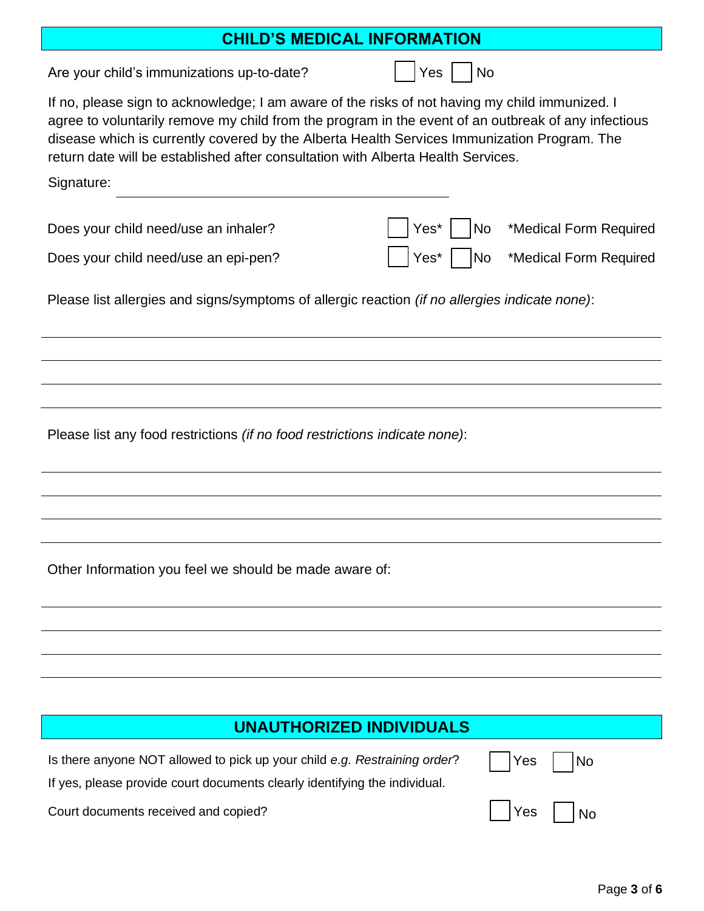## CHILD'S MEDICAL INFORMATION

Are your child's immunizations up-to-date? ☐ Yes ☐ No

If no, please sign to acknowledge; I am aware of the risks of not having my child immunized. I agree to voluntarily remove my child from the program in the event of an outbreak of any infectious disease which is currently covered by the Alberta Health Services Immunization Program. The return date will be established after consultation with Alberta Health Services.

Signature: ______________________________

Does your child need/use an inhaler? ☐ Yes* ☐ No *Medical Form Required

Does your child need/use an epi-pen? ☐ Yes* ☐ No *Medical Form Required

Please list allergies and signs/symptoms of allergic reaction *(if no allergies indicate none)*:

______________________________

______________________________

______________________________

______________________________

Please list any food restrictions *(if no food restrictions indicate none)*:

______________________________

______________________________

______________________________

______________________________

Other Information you feel we should be made aware of:

______________________________

______________________________

______________________________

______________________________

## UNAUTHORIZED INDIVIDUALS

Is there anyone NOT allowed to pick up your child *e.g. Restraining order*? ☐ Yes ☐ No

If yes, please provide court documents clearly identifying the individual.

Court documents received and copied? ☐ Yes ☐ No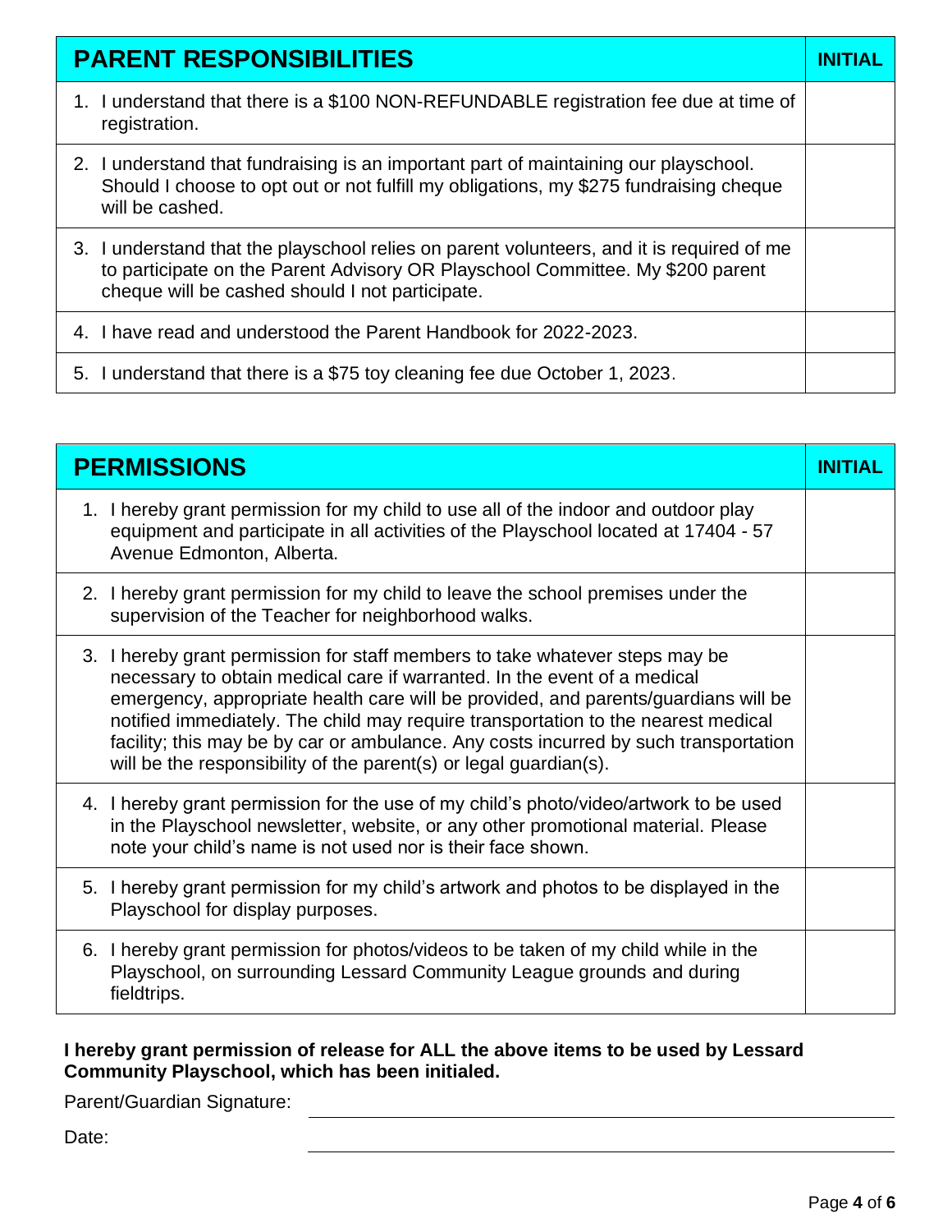| PARENT RESPONSIBILITIES | INITIAL |
|---|---|
| 1. I understand that there is a $100 NON-REFUNDABLE registration fee due at time of registration. | |
| 2. I understand that fundraising is an important part of maintaining our playschool. Should I choose to opt out or not fulfill my obligations, my $275 fundraising cheque will be cashed. | |
| 3. I understand that the playschool relies on parent volunteers, and it is required of me to participate on the Parent Advisory OR Playschool Committee. My $200 parent cheque will be cashed should I not participate. | |
| 4. I have read and understood the Parent Handbook for 2022-2023. | |
| 5. I understand that there is a $75 toy cleaning fee due October 1, 2023. | |

| PERMISSIONS | INITIAL |
|---|---|
| 1. I hereby grant permission for my child to use all of the indoor and outdoor play equipment and participate in all activities of the Playschool located at 17404 - 57 Avenue Edmonton, Alberta. | |
| 2. I hereby grant permission for my child to leave the school premises under the supervision of the Teacher for neighborhood walks. | |
| 3. I hereby grant permission for staff members to take whatever steps may be necessary to obtain medical care if warranted. In the event of a medical emergency, appropriate health care will be provided, and parents/guardians will be notified immediately. The child may require transportation to the nearest medical facility; this may be by car or ambulance. Any costs incurred by such transportation will be the responsibility of the parent(s) or legal guardian(s). | |
| 4. I hereby grant permission for the use of my child's photo/video/artwork to be used in the Playschool newsletter, website, or any other promotional material. Please note your child's name is not used nor is their face shown. | |
| 5. I hereby grant permission for my child's artwork and photos to be displayed in the Playschool for display purposes. | |
| 6. I hereby grant permission for photos/videos to be taken of my child while in the Playschool, on surrounding Lessard Community League grounds and during fieldtrips. | |

**I hereby grant permission of release for ALL the above items to be used by Lessard Community Playschool, which has been initialed.**

Parent/Guardian Signature: ______________________________

Date: ______________________________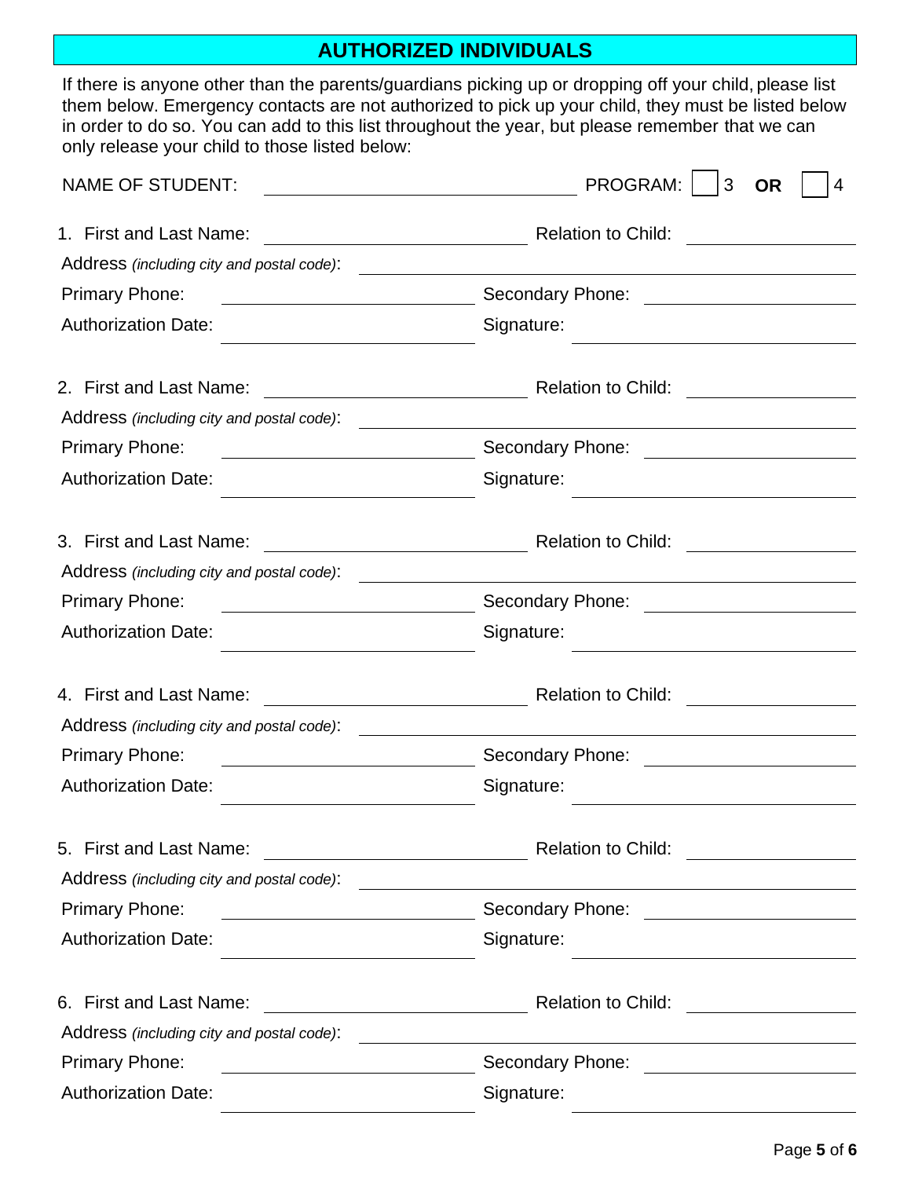## AUTHORIZED INDIVIDUALS

If there is anyone other than the parents/guardians picking up or dropping off your child, please list them below. Emergency contacts are not authorized to pick up your child, they must be listed below in order to do so. You can add to this list throughout the year, but please remember that we can only release your child to those listed below:

NAME OF STUDENT: ______________________________ PROGRAM: ☐ 3 **OR** ☐ 4

1. First and Last Name: ________________________ Relation to Child: ______________

Address *(including city and postal code)*: ______________________________________________

Primary Phone: ________________________ Secondary Phone: ______________________

Authorization Date: ________________________ Signature: ___________________________

2. First and Last Name: ________________________ Relation to Child: ______________

Address *(including city and postal code)*: ______________________________________________

Primary Phone: ________________________ Secondary Phone: ______________________

Authorization Date: ________________________ Signature: ___________________________

3. First and Last Name: ________________________ Relation to Child: ______________

Address *(including city and postal code)*: ______________________________________________

Primary Phone: ________________________ Secondary Phone: ______________________

Authorization Date: ________________________ Signature: ___________________________

4. First and Last Name: ________________________ Relation to Child: ______________

Address *(including city and postal code)*: ______________________________________________

Primary Phone: ________________________ Secondary Phone: ______________________

Authorization Date: ________________________ Signature: ___________________________

5. First and Last Name: ________________________ Relation to Child: ______________

Address *(including city and postal code)*: ______________________________________________

Primary Phone: ________________________ Secondary Phone: ______________________

Authorization Date: ________________________ Signature: ___________________________

6. First and Last Name: ________________________ Relation to Child: ______________

Address *(including city and postal code)*: ______________________________________________

Primary Phone: ________________________ Secondary Phone: ______________________

Authorization Date: ________________________ Signature: ___________________________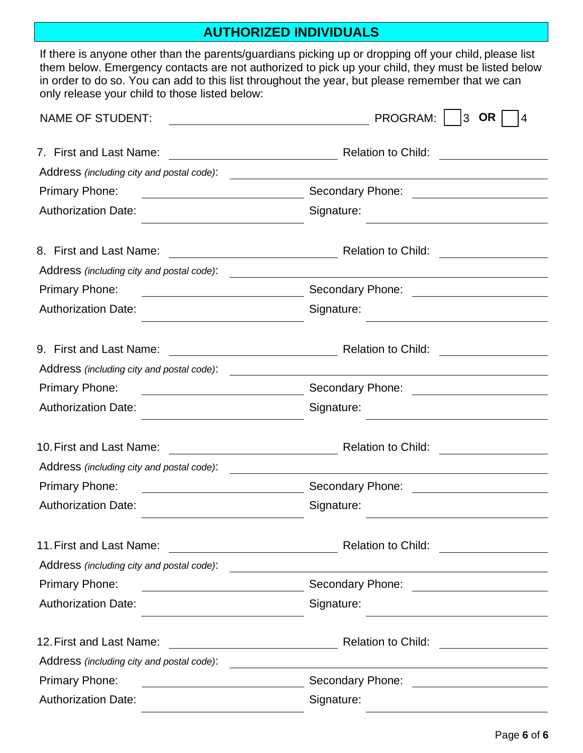## AUTHORIZED INDIVIDUALS

If there is anyone other than the parents/guardians picking up or dropping off your child, please list them below. Emergency contacts are not authorized to pick up your child, they must be listed below in order to do so. You can add to this list throughout the year, but please remember that we can only release your child to those listed below:

NAME OF STUDENT: ______________________ PROGRAM: ☐ 3 **OR** ☐ 4

7. First and Last Name: ______________________ Relation to Child: ______________

Address *(including city and postal code)*: ______________________________________

Primary Phone: ______________________ Secondary Phone: ______________________

Authorization Date: ______________________ Signature: ______________________

8. First and Last Name: ______________________ Relation to Child: ______________

Address *(including city and postal code)*: ______________________________________

Primary Phone: ______________________ Secondary Phone: ______________________

Authorization Date: ______________________ Signature: ______________________

9. First and Last Name: ______________________ Relation to Child: ______________

Address *(including city and postal code)*: ______________________________________

Primary Phone: ______________________ Secondary Phone: ______________________

Authorization Date: ______________________ Signature: ______________________

10. First and Last Name: ______________________ Relation to Child: ______________

Address *(including city and postal code)*: ______________________________________

Primary Phone: ______________________ Secondary Phone: ______________________

Authorization Date: ______________________ Signature: ______________________

11. First and Last Name: ______________________ Relation to Child: ______________

Address *(including city and postal code)*: ______________________________________

Primary Phone: ______________________ Secondary Phone: ______________________

Authorization Date: ______________________ Signature: ______________________

12. First and Last Name: ______________________ Relation to Child: ______________

Address *(including city and postal code)*: ______________________________________

Primary Phone: ______________________ Secondary Phone: ______________________

Authorization Date: ______________________ Signature: ______________________